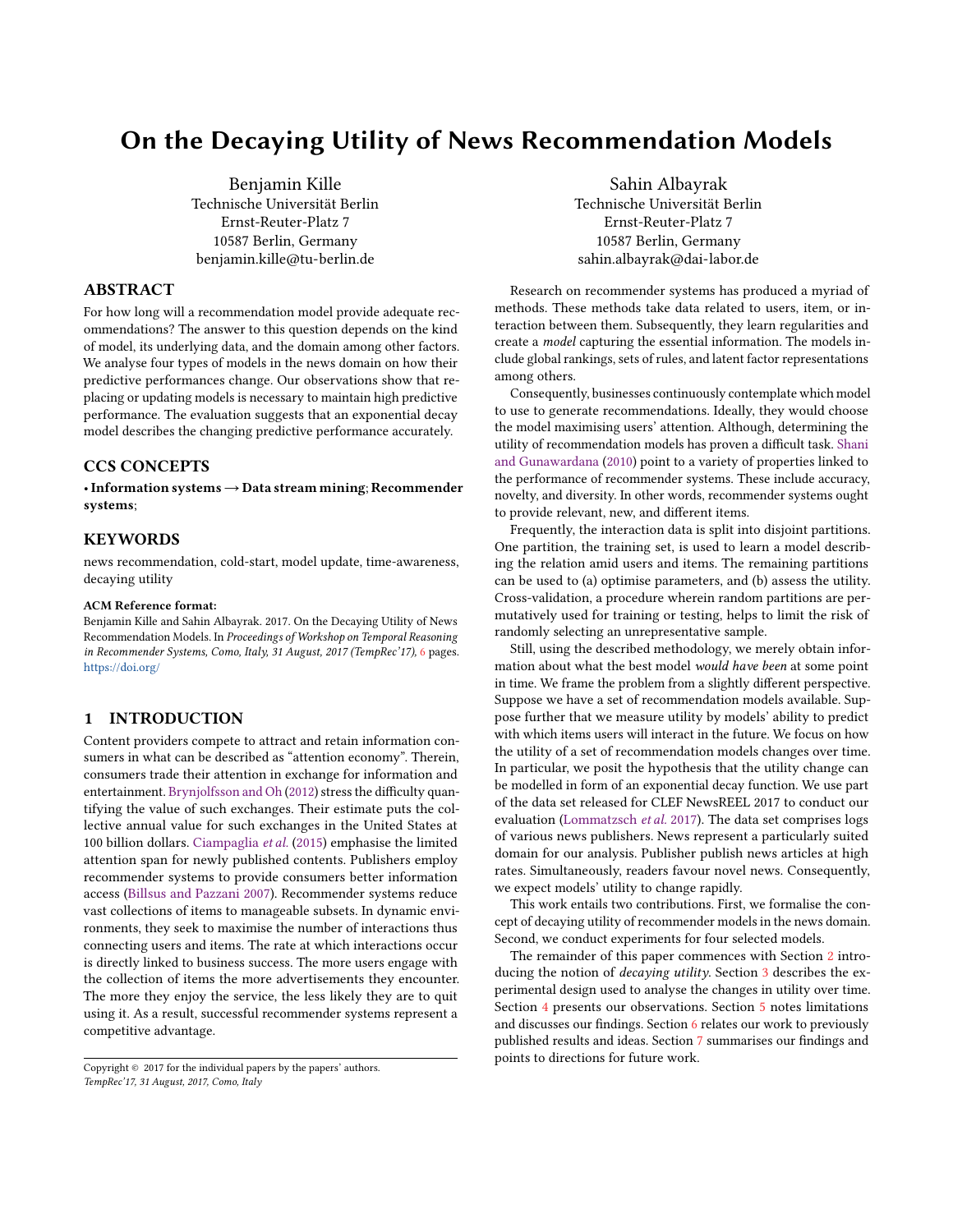# On the Decaying Utility of News Recommendation Models

Benjamin Kille
Technische Universität Berlin
Ernst-Reuter-Platz 7
10587 Berlin, Germany
benjamin.kille@tu-berlin.de

Sahin Albayrak
Technische Universität Berlin
Ernst-Reuter-Platz 7
10587 Berlin, Germany
sahin.albayrak@dai-labor.de

## ABSTRACT

For how long will a recommendation model provide adequate recommendations? The answer to this question depends on the kind of model, its underlying data, and the domain among other factors. We analyse four types of models in the news domain on how their predictive performances change. Our observations show that replacing or updating models is necessary to maintain high predictive performance. The evaluation suggests that an exponential decay model describes the changing predictive performance accurately.

## CCS CONCEPTS

• **Information systems** → **Data stream mining**; **Recommender systems**;

## KEYWORDS

news recommendation, cold-start, model update, time-awareness, decaying utility

**ACM Reference format:**
Benjamin Kille and Sahin Albayrak. 2017. On the Decaying Utility of News Recommendation Models. In *Proceedings of Workshop on Temporal Reasoning in Recommender Systems, Como, Italy, 31 August, 2017 (TempRec'17),* 6 pages.
https://doi.org/

## 1 INTRODUCTION

Content providers compete to attract and retain information consumers in what can be described as "attention economy". Therein, consumers trade their attention in exchange for information and entertainment. Brynjolfsson and Oh (2012) stress the difficulty quantifying the value of such exchanges. Their estimate puts the collective annual value for such exchanges in the United States at 100 billion dollars. Ciampaglia *et al.* (2015) emphasise the limited attention span for newly published contents. Publishers employ recommender systems to provide consumers better information access (Billsus and Pazzani 2007). Recommender systems reduce vast collections of items to manageable subsets. In dynamic environments, they seek to maximise the number of interactions thus connecting users and items. The rate at which interactions occur is directly linked to business success. The more users engage with the collection of items the more advertisements they encounter. The more they enjoy the service, the less likely they are to quit using it. As a result, successful recommender systems represent a competitive advantage.

Research on recommender systems has produced a myriad of methods. These methods take data related to users, item, or interaction between them. Subsequently, they learn regularities and create a *model* capturing the essential information. The models include global rankings, sets of rules, and latent factor representations among others.

Consequently, businesses continuously contemplate which model to use to generate recommendations. Ideally, they would choose the model maximising users' attention. Although, determining the utility of recommendation models has proven a difficult task. Shani and Gunawardana (2010) point to a variety of properties linked to the performance of recommender systems. These include accuracy, novelty, and diversity. In other words, recommender systems ought to provide relevant, new, and different items.

Frequently, the interaction data is split into disjoint partitions. One partition, the training set, is used to learn a model describing the relation amid users and items. The remaining partitions can be used to (a) optimise parameters, and (b) assess the utility. Cross-validation, a procedure wherein random partitions are permutatively used for training or testing, helps to limit the risk of randomly selecting an unrepresentative sample.

Still, using the described methodology, we merely obtain information about what the best model *would have been* at some point in time. We frame the problem from a slightly different perspective. Suppose we have a set of recommendation models available. Suppose further that we measure utility by models' ability to predict with which items users will interact in the future. We focus on how the utility of a set of recommendation models changes over time. In particular, we posit the hypothesis that the utility change can be modelled in form of an exponential decay function. We use part of the data set released for CLEF NewsREEL 2017 to conduct our evaluation (Lommatzsch *et al.* 2017). The data set comprises logs of various news publishers. News represent a particularly suited domain for our analysis. Publisher publish news articles at high rates. Simultaneously, readers favour novel news. Consequently, we expect models' utility to change rapidly.

This work entails two contributions. First, we formalise the concept of decaying utility of recommender models in the news domain. Second, we conduct experiments for four selected models.

The remainder of this paper commences with Section 2 introducing the notion of *decaying utility*. Section 3 describes the experimental design used to analyse the changes in utility over time. Section 4 presents our observations. Section 5 notes limitations and discusses our findings. Section 6 relates our work to previously published results and ideas. Section 7 summarises our findings and points to directions for future work.

Copyright © 2017 for the individual papers by the papers' authors.
*TempRec'17, 31 August, 2017, Como, Italy*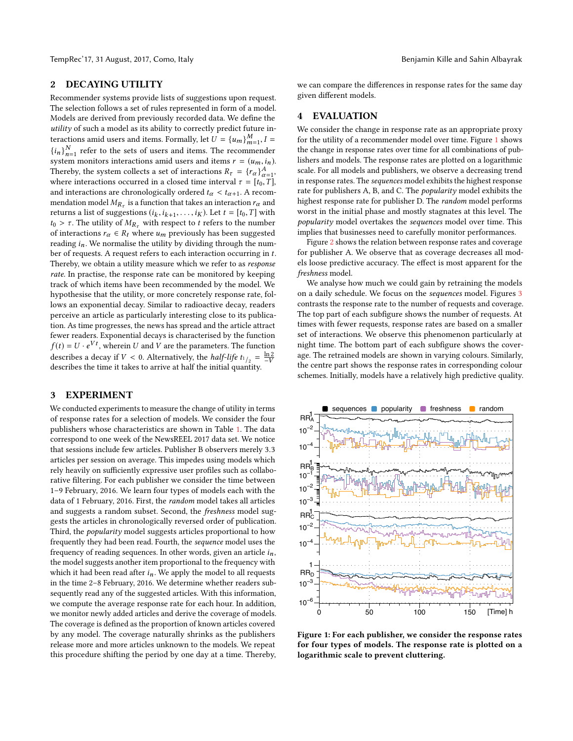## 2 DECAYING UTILITY

Recommender systems provide lists of suggestions upon request. The selection follows a set of rules represented in form of a model. Models are derived from previously recorded data. We define the *utility* of such a model as its ability to correctly predict future interactions amid users and items. Formally, let $U = \{u_m\}_{m=1}^{M}, I = \{i_n\}_{n=1}^{N}$ refer to the sets of users and items. The recommender system monitors interactions amid users and items $r = (u_m, i_n)$. Thereby, the system collects a set of interactions $R_\tau = \{r_\alpha\}_{\alpha=1}^{A}$, where interaction occurred in a closed time interval $\tau = [t_0, T]$, and interactions are chronologically ordered $t_\alpha < t_{\alpha+1}$. A recommendation model $M_{R_\tau}$ is a function that takes an interaction $r_\alpha$ and returns a list of suggestions $(i_k, i_{k+1}, \ldots, i_K)$. Let $t = [t_0, T]$ with $t_0 > \tau$. The utility of $M_{R_\tau}$ with respect to $t$ refers to the number of interactions $r_\alpha \in R_t$ where $u_m$ previously has been suggested reading $i_n$. We normalise the utility by dividing through the number of requests. A request refers to each interaction occurring in $t$. Thereby, we obtain a utility measure which we refer to as *response rate*. In practise, the response rate can be monitored by keeping track of which items have been recommended by the model. We hypothesise that the utility, or more concretely response rate, follows an exponential decay. Similar to radioactive decay, readers perceive an article as particularly interesting close to its publication. As time progresses, the news has spread and the article attract fewer readers. Exponential decays is characterised by the function $f(t) = U \cdot e^{Vt}$, wherein $U$ and $V$ are the parameters. The function describes a decay if $V < 0$. Alternatively, the *half-life* $t_{1/2} = \frac{\ln 2}{-V}$ describes the time it takes to arrive at half the initial quantity.

## 3 EXPERIMENT

We conducted experiments to measure the change of utility in terms of response rates for a selection of models. We consider the four publishers whose characteristics are shown in Table 1. The data correspond to one week of the NewsREEL 2017 data set. We notice that sessions include few articles. Publisher B observers merely 3.3 articles per session on average. This impedes using models which rely heavily on sufficiently expressive user profiles such as collaborative filtering. For each publisher we consider the time between 1–9 February, 2016. We learn four types of models each with the data of 1 February, 2016. First, the *random* model takes all articles and suggests a random subset. Second, the *freshness* model suggests the articles in chronologically reversed order of publication. Third, the *popularity* model suggests articles proportional to how frequently they had been read. Fourth, the *sequence* model uses the frequency of reading sequences. In other words, given an article $i_n$, the model suggests another item proportional to the frequency with which it had been read after $i_n$. We apply the model to all requests in the time 2–8 February, 2016. We determine whether readers subsequently read any of the suggested articles. With this information, we compute the average response rate for each hour. In addition, we monitor newly added articles and derive the coverage of models. The coverage is defined as the proportion of known articles covered by any model. The coverage naturally shrinks as the publishers release more and more articles unknown to the models. We repeat this procedure shifting the period by one day at a time. Thereby, we can compare the differences in response rates for the same day given different models.

## 4 EVALUATION

We consider the change in response rate as an appropriate proxy for the utility of a recommender model over time. Figure 1 shows the change in response rates over time for all combinations of publishers and models. The response rates are plotted on a logarithmic scale. For all models and publishers, we observe a decreasing trend in response rates. The *sequences* model exhibits the highest response rate for publishers A, B, and C. The *popularity* model exhibits the highest response rate for publisher D. The *random* model performs worst in the initial phase and mostly stagnates at this level. The *popularity* model overtakes the *sequences* model over time. This implies that businesses need to carefully monitor performances.

Figure 2 shows the relation between response rates and coverage for publisher A. We observe that as coverage decreases all models loose predictive accuracy. The effect is most apparent for the *freshness* model.

We analyse how much we could gain by retraining the models on a daily schedule. We focus on the *sequences* model. Figures 3 contrasts the response rate to the number of requests and coverage. The top part of each subfigure shows the number of requests. At times with fewer requests, response rates are based on a smaller set of interactions. We observe this phenomenon particularly at night time. The bottom part of each subfigure shows the coverage. The retrained models are shown in varying colours. Similarly, the centre part shows the response rates in corresponding colour schemes. Initially, models have a relatively high predictive quality.

**Figure 1: For each publisher, we consider the response rates for four types of models. The response rate is plotted on a logarithmic scale to prevent cluttering.**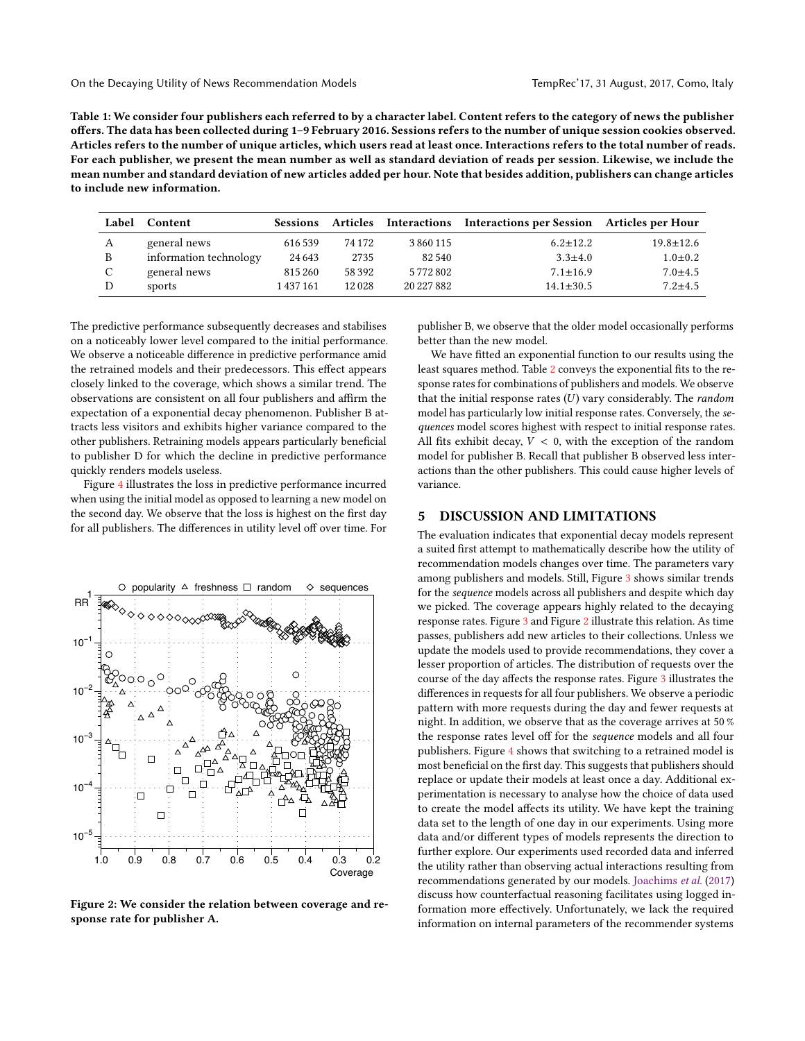**Table 1: We consider four publishers each referred to by a character label. Content refers to the category of news the publisher offers. The data has been collected during 1–9 February 2016. Sessions refers to the number of unique session cookies observed. Articles refers to the number of unique articles, which users read at least once. Interactions refers to the total number of reads. For each publisher, we present the mean number as well as standard deviation of reads per session. Likewise, we include the mean number and standard deviation of new articles added per hour. Note that besides addition, publishers can change articles to include new information.**

| Label | Content | Sessions | Articles | Interactions | Interactions per Session | Articles per Hour |
|---|---|---|---|---|---|---|
| A | general news | 616 539 | 74 172 | 3 860 115 | 6.2±12.2 | 19.8±12.6 |
| B | information technology | 24 643 | 2735 | 82 540 | 3.3±4.0 | 1.0±0.2 |
| C | general news | 815 260 | 58 392 | 5 772 802 | 7.1±16.9 | 7.0±4.5 |
| D | sports | 1 437 161 | 12 028 | 20 227 882 | 14.1±30.5 | 7.2±4.5 |

The predictive performance subsequently decreases and stabilises on a noticeably lower level compared to the initial performance. We observe a noticeable difference in predictive performance amid the retrained models and their predecessors. This effect appears closely linked to the coverage, which shows a similar trend. The observations are consistent on all four publishers and affirm the expectation of a exponential decay phenomenon. Publisher B attracts less visitors and exhibits higher variance compared to the other publishers. Retraining models appears particularly beneficial to publisher D for which the decline in predictive performance quickly renders models useless.

Figure 4 illustrates the loss in predictive performance incurred when using the initial model as opposed to learning a new model on the second day. We observe that the loss is highest on the first day for all publishers. The differences in utility level off over time. For publisher B, we observe that the older model occasionally performs better than the new model.

**Figure 2: We consider the relation between coverage and response rate for publisher A.**

We have fitted an exponential function to our results using the least squares method. Table 2 conveys the exponential fits to the response rates for combinations of publishers and models. We observe that the initial response rates ($U$) vary considerably. The *random* model has particularly low initial response rates. Conversely, the *sequences* model scores highest with respect to initial response rates. All fits exhibit decay, $V < 0$, with the exception of the random model for publisher B. Recall that publisher B observed less interactions than the other publishers. This could cause higher levels of variance.

## 5 DISCUSSION AND LIMITATIONS

The evaluation indicates that exponential decay models represent a suited first attempt to mathematically describe how the utility of recommendation models changes over time. The parameters vary among publishers and models. Still, Figure 3 shows similar trends for the *sequence* models across all publishers and despite which day we picked. The coverage appears highly related to the decaying response rates. Figure 3 and Figure 2 illustrate this relation. As time passes, publishers add new articles to their collections. Unless we update the models used to provide recommendations, they cover a lesser proportion of articles. The distribution of requests over the course of the day affects the response rates. Figure 3 illustrates the differences in requests for all four publishers. We observe a periodic pattern with more requests during the day and fewer requests at night. In addition, we observe that as the coverage arrives at 50 % the response rates level off for the *sequence* models and all four publishers. Figure 4 shows that switching to a retrained model is most beneficial on the first day. This suggests that publishers should replace or update their models at least once a day. Additional experimentation is necessary to analyse how the choice of data used to create the model affects its utility. We have kept the training data set to the length of one day in our experiments. Using more data and/or different types of models represents the direction to further explore. Our experiments used recorded data and inferred the utility rather than observing actual interactions resulting from recommendations generated by our models. Joachims *et al.* (2017) discuss how counterfactual reasoning facilitates using logged information more effectively. Unfortunately, we lack the required information on internal parameters of the recommender systems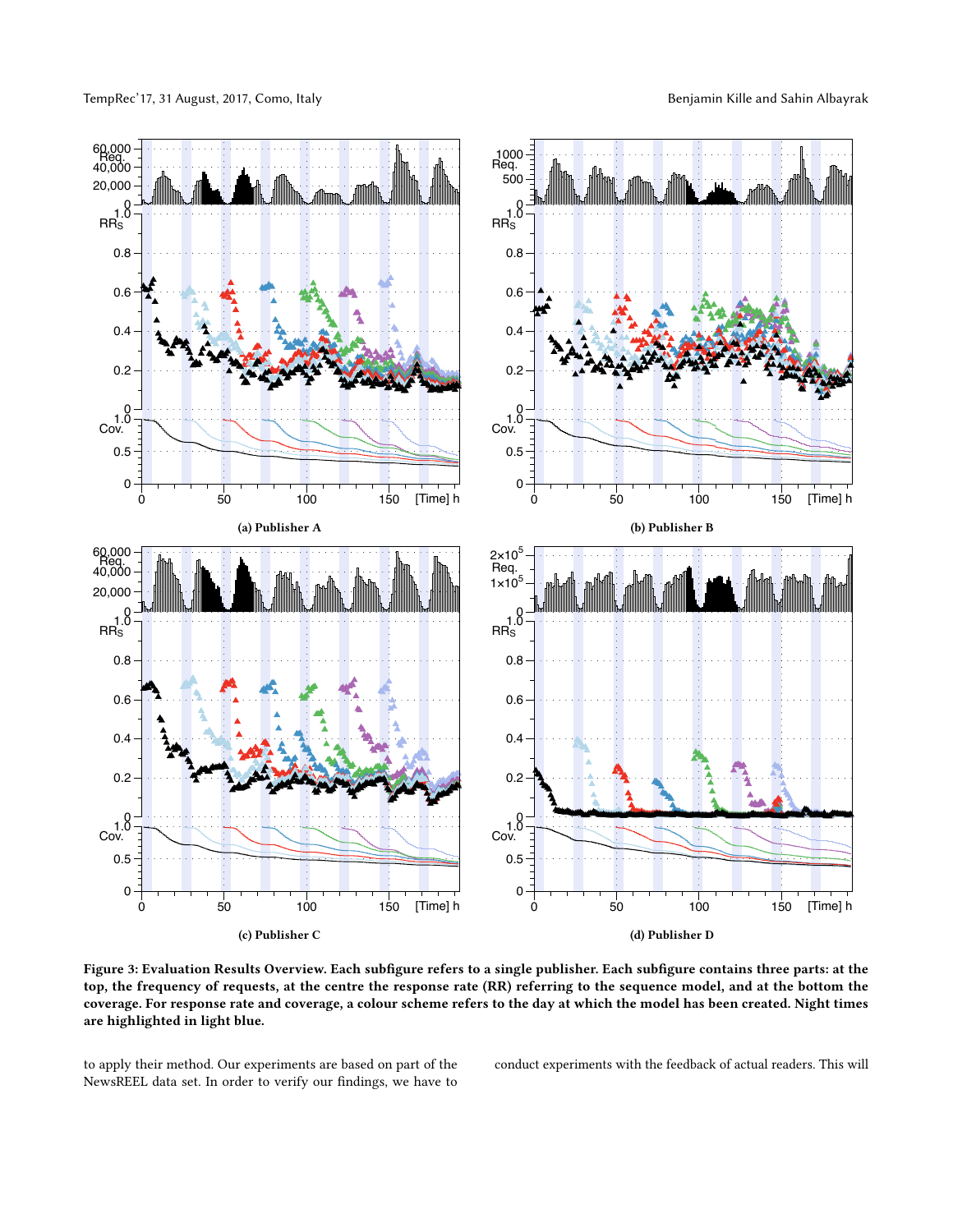(a) Publisher A

(b) Publisher B

(c) Publisher C

(d) Publisher D

**Figure 3: Evaluation Results Overview. Each subfigure refers to a single publisher. Each subfigure contains three parts: at the top, the frequency of requests, at the centre the response rate (RR) referring to the sequence model, and at the bottom the coverage. For response rate and coverage, a colour scheme refers to the day at which the model has been created. Night times are highlighted in light blue.**

to apply their method. Our experiments are based on part of the NewsREEL data set. In order to verify our findings, we have to conduct experiments with the feedback of actual readers. This will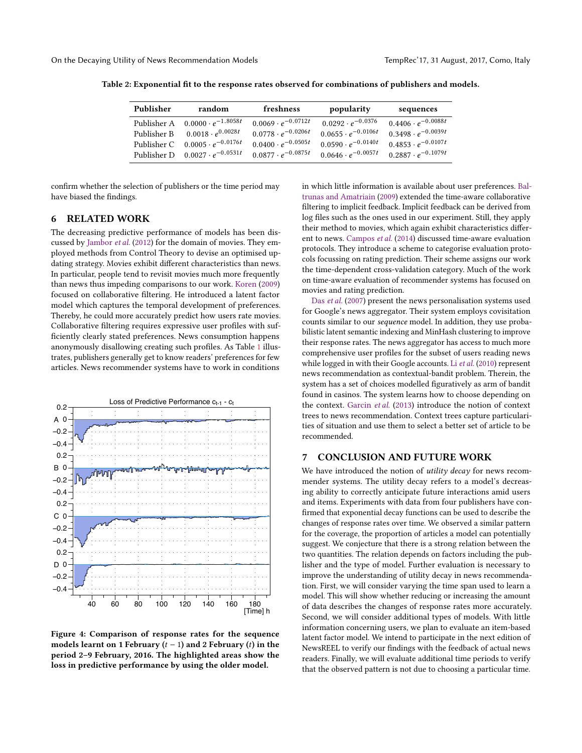Table 2: Exponential fit to the response rates observed for combinations of publishers and models.

| Publisher | random | freshness | popularity | sequences |
|---|---|---|---|---|
| Publisher A | $0.0000 \cdot e^{-1.8058t}$ | $0.0069 \cdot e^{-0.0712t}$ | $0.0292 \cdot e^{-0.0376}$ | $0.4406 \cdot e^{-0.0088t}$ |
| Publisher B | $0.0018 \cdot e^{0.0028t}$ | $0.0778 \cdot e^{-0.0206t}$ | $0.0655 \cdot e^{-0.0106t}$ | $0.3498 \cdot e^{-0.0039t}$ |
| Publisher C | $0.0005 \cdot e^{-0.0176t}$ | $0.0400 \cdot e^{-0.0505t}$ | $0.0590 \cdot e^{-0.0140t}$ | $0.4853 \cdot e^{-0.0107t}$ |
| Publisher D | $0.0027 \cdot e^{-0.0531t}$ | $0.0877 \cdot e^{-0.0875t}$ | $0.0646 \cdot e^{-0.0057t}$ | $0.2887 \cdot e^{-0.1079t}$ |

confirm whether the selection of publishers or the time period may have biased the findings.

## 6 RELATED WORK

The decreasing predictive performance of models has been discussed by Jambor *et al.* (2012) for the domain of movies. They employed methods from Control Theory to devise an optimised updating strategy. Movies exhibit different characteristics than news. In particular, people tend to revisit movies much more frequently than news thus impeding comparisons to our work. Koren (2009) focused on collaborative filtering. He introduced a latent factor model which captures the temporal development of preferences. Thereby, he could more accurately predict how users rate movies. Collaborative filtering requires expressive user profiles with sufficiently clearly stated preferences. News consumption happens anonymously disallowing creating such profiles. As Table 1 illustrates, publishers generally get to know readers' preferences for few articles. News recommender systems have to work in conditions in which little information is available about user preferences. Baltrunas and Amatriain (2009) extended the time-aware collaborative filtering to implicit feedback. Implicit feedback can be derived from log files such as the ones used in our experiment. Still, they apply their method to movies, which again exhibit characteristics different to news. Campos *et al.* (2014) discussed time-aware evaluation protocols. They introduce a scheme to categorise evaluation protocols focussing on rating prediction. Their scheme assigns our work the time-dependent cross-validation category. Much of the work on time-aware evaluation of recommender systems has focused on movies and rating prediction.

Das *et al.* (2007) present the news personalisation systems used for Google's news aggregator. Their system employs covisitation counts similar to our *sequence* model. In addition, they use probabilistic latent semantic indexing and MinHash clustering to improve their response rates. The news aggregator has access to much more comprehensive user profiles for the subset of users reading news while logged in with their Google accounts. Li *et al.* (2010) represent news recommendation as contextual-bandit problem. Therein, the system has a set of choices modelled figuratively as arm of bandit found in casinos. The system learns how to choose depending on the context. Garcin *et al.* (2013) introduce the notion of context trees to news recommendation. Context trees capture particularities of situation and use them to select a better set of article to be recommended.

**Figure 4: Comparison of response rates for the sequence models learnt on 1 February ($t-1$) and 2 February ($t$) in the period 2–9 February, 2016. The highlighted areas show the loss in predictive performance by using the older model.**

## 7 CONCLUSION AND FUTURE WORK

We have introduced the notion of *utility decay* for news recommender systems. The utility decay refers to a model's decreasing ability to correctly anticipate future interactions amid users and items. Experiments with data from four publishers have confirmed that exponential decay functions can be used to describe the changes of response rates over time. We observed a similar pattern for the coverage, the proportion of articles a model can potentially suggest. We conjecture that there is a strong relation between the two quantities. The relation depends on factors including the publisher and the type of model. Further evaluation is necessary to improve the understanding of utility decay in news recommendation. First, we will consider varying the time span used to learn a model. This will show whether reducing or increasing the amount of data describes the changes of response rates more accurately. Second, we will consider additional types of models. With little information concerning users, we plan to evaluate an item-based latent factor model. We intend to participate in the next edition of NewsREEL to verify our findings with the feedback of actual news readers. Finally, we will evaluate additional time periods to verify that the observed pattern is not due to choosing a particular time.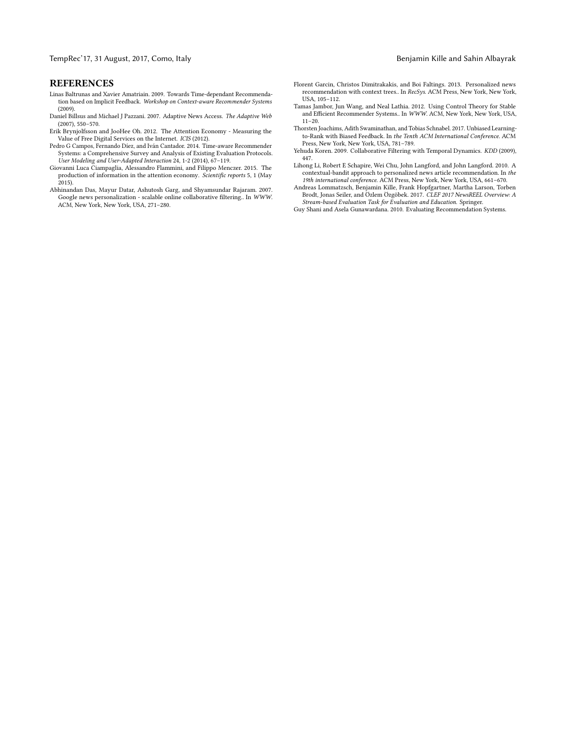# REFERENCES

Linas Baltrunas and Xavier Amatriain. 2009. Towards Time-dependant Recommendation based on Implicit Feedback. *Workshop on Context-aware Recommender Systems* (2009).

Daniel Billsus and Michael J Pazzani. 2007. Adaptive News Access. *The Adaptive Web* (2007), 550–570.

Erik Brynjolfsson and JooHee Oh. 2012. The Attention Economy - Measuring the Value of Free Digital Services on the Internet. *ICIS* (2012).

Pedro G Campos, Fernando Díez, and Iván Cantador. 2014. Time-aware Recommender Systems: a Comprehensive Survey and Analysis of Existing Evaluation Protocols. *User Modeling and User-Adapted Interaction* 24, 1-2 (2014), 67–119.

Giovanni Luca Ciampaglia, Alessandro Flammini, and Filippo Menczer. 2015. The production of information in the attention economy. *Scientific reports* 5, 1 (May 2015).

Abhinandan Das, Mayur Datar, Ashutosh Garg, and Shyamsundar Rajaram. 2007. Google news personalization - scalable online collaborative filtering.. In *WWW*. ACM, New York, New York, USA, 271–280.

Florent Garcin, Christos Dimitrakakis, and Boi Faltings. 2013. Personalized news recommendation with context trees.. In *RecSys*. ACM Press, New York, New York, USA, 105–112.

Tamas Jambor, Jun Wang, and Neal Lathia. 2012. Using Control Theory for Stable and Efficient Recommender Systems.. In *WWW*. ACM, New York, New York, USA, 11–20.

Thorsten Joachims, Adith Swaminathan, and Tobias Schnabel. 2017. Unbiased Learning-to-Rank with Biased Feedback. In *the Tenth ACM International Conference*. ACM Press, New York, New York, USA, 781–789.

Yehuda Koren. 2009. Collaborative Filtering with Temporal Dynamics. *KDD* (2009), 447.

Lihong Li, Robert E Schapire, Wei Chu, John Langford, and John Langford. 2010. A contextual-bandit approach to personalized news article recommendation. In *the 19th international conference*. ACM Press, New York, New York, USA, 661–670.

Andreas Lommatzsch, Benjamin Kille, Frank Hopfgartner, Martha Larson, Torben Brodt, Jonas Seiler, and Özlem Özgöbek. 2017. *CLEF 2017 NewsREEL Overview: A Stream-based Evaluation Task for Evaluation and Education*. Springer.

Guy Shani and Asela Gunawardana. 2010. Evaluating Recommendation Systems.